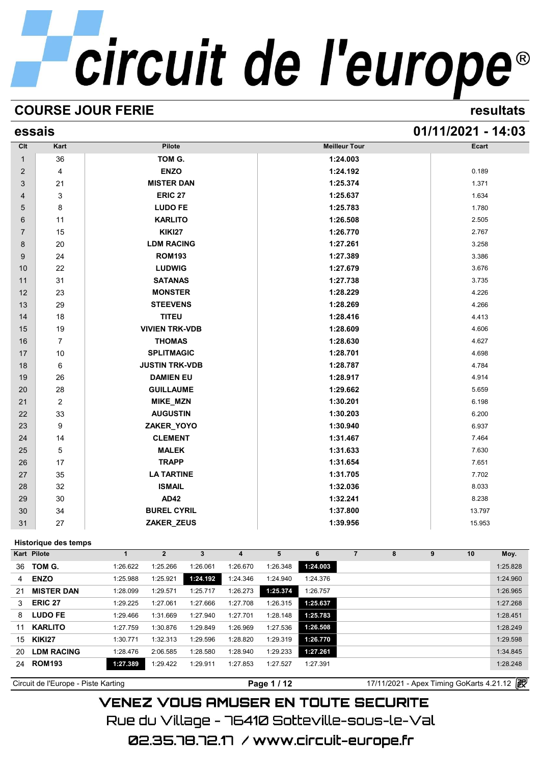# circuit de l'europe®

## COURSE JOUR FERIE — resultats

### essais — 01/11/2021 - 14:03

| Clt | Kart | Pilote | Meilleur Tour | Ecart |
|---|---|---|---|---|
| 1 | 36 | TOM G. | 1:24.003 | |
| 2 | 4 | ENZO | 1:24.192 | 0.189 |
| 3 | 21 | MISTER DAN | 1:25.374 | 1.371 |
| 4 | 3 | ERIC 27 | 1:25.637 | 1.634 |
| 5 | 8 | LUDO FE | 1:25.783 | 1.780 |
| 6 | 11 | KARLITO | 1:26.508 | 2.505 |
| 7 | 15 | KIKI27 | 1:26.770 | 2.767 |
| 8 | 20 | LDM RACING | 1:27.261 | 3.258 |
| 9 | 24 | ROM193 | 1:27.389 | 3.386 |
| 10 | 22 | LUDWIG | 1:27.679 | 3.676 |
| 11 | 31 | SATANAS | 1:27.738 | 3.735 |
| 12 | 23 | MONSTER | 1:28.229 | 4.226 |
| 13 | 29 | STEEVENS | 1:28.269 | 4.266 |
| 14 | 18 | TITEU | 1:28.416 | 4.413 |
| 15 | 19 | VIVIEN TRK-VDB | 1:28.609 | 4.606 |
| 16 | 7 | THOMAS | 1:28.630 | 4.627 |
| 17 | 10 | SPLITMAGIC | 1:28.701 | 4.698 |
| 18 | 6 | JUSTIN TRK-VDB | 1:28.787 | 4.784 |
| 19 | 26 | DAMIEN EU | 1:28.917 | 4.914 |
| 20 | 28 | GUILLAUME | 1:29.662 | 5.659 |
| 21 | 2 | MIKE_MZN | 1:30.201 | 6.198 |
| 22 | 33 | AUGUSTIN | 1:30.203 | 6.200 |
| 23 | 9 | ZAKER_YOYO | 1:30.940 | 6.937 |
| 24 | 14 | CLEMENT | 1:31.467 | 7.464 |
| 25 | 5 | MALEK | 1:31.633 | 7.630 |
| 26 | 17 | TRAPP | 1:31.654 | 7.651 |
| 27 | 35 | LA TARTINE | 1:31.705 | 7.702 |
| 28 | 32 | ISMAIL | 1:32.036 | 8.033 |
| 29 | 30 | AD42 | 1:32.241 | 8.238 |
| 30 | 34 | BUREL CYRIL | 1:37.800 | 13.797 |
| 31 | 27 | ZAKER_ZEUS | 1:39.956 | 15.953 |

**Historique des temps**

| Kart | Pilote | 1 | 2 | 3 | 4 | 5 | 6 | 7 | 8 | 9 | 10 | Moy. |
|---|---|---|---|---|---|---|---|---|---|---|---|---|
| 36 | TOM G. | 1:26.622 | 1:25.266 | 1:26.061 | 1:26.670 | 1:26.348 | **1:24.003** | | | | | 1:25.828 |
| 4 | ENZO | 1:25.988 | 1:25.921 | **1:24.192** | 1:24.346 | 1:24.940 | 1:24.376 | | | | | 1:24.960 |
| 21 | MISTER DAN | 1:28.099 | 1:29.571 | 1:25.717 | 1:26.273 | **1:25.374** | 1:26.757 | | | | | 1:26.965 |
| 3 | ERIC 27 | 1:29.225 | 1:27.061 | 1:27.666 | 1:27.708 | 1:26.315 | **1:25.637** | | | | | 1:27.268 |
| 8 | LUDO FE | 1:29.466 | 1:31.669 | 1:27.940 | 1:27.701 | 1:28.148 | **1:25.783** | | | | | 1:28.451 |
| 11 | KARLITO | 1:27.759 | 1:30.876 | 1:29.849 | 1:26.969 | 1:27.536 | **1:26.508** | | | | | 1:28.249 |
| 15 | KIKI27 | 1:30.771 | 1:32.313 | 1:29.596 | 1:28.820 | 1:29.319 | **1:26.770** | | | | | 1:29.598 |
| 20 | LDM RACING | 1:28.476 | 2:06.585 | 1:28.580 | 1:28.940 | 1:29.233 | **1:27.261** | | | | | 1:34.845 |
| 24 | ROM193 | **1:27.389** | 1:29.422 | 1:29.911 | 1:27.853 | 1:27.527 | 1:27.391 | | | | | 1:28.248 |

Circuit de l'Europe - Piste Karting — 17/11/2021 - Apex Timing GoKarts 4.21.12

VENEZ VOUS AMUSER EN TOUTE SECURITE

Rue du Village - 76410 Sotteville-sous-le-Val

02.35.78.72.17 / www.circuit-europe.fr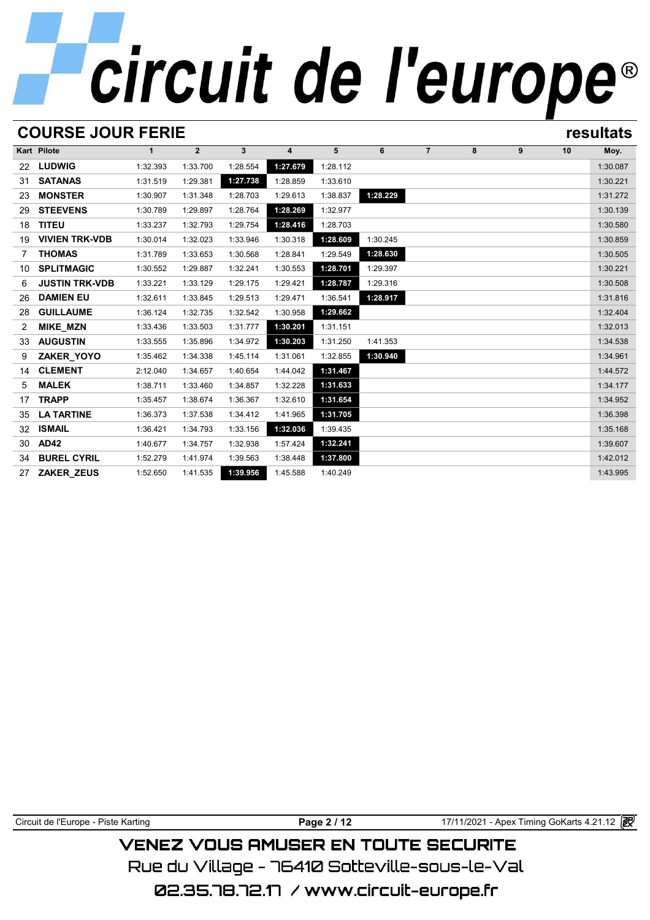# circuit de l'europe®

## COURSE JOUR FERIE

**resultats**

| Kart | Pilote | 1 | 2 | 3 | 4 | 5 | 6 | 7 | 8 | 9 | 10 | Moy. |
|---|---|---|---|---|---|---|---|---|---|---|---|---|
| 22 | **LUDWIG** | 1:32.393 | 1:33.700 | 1:28.554 | **1:27.679** | 1:28.112 | | | | | | 1:30.087 |
| 31 | **SATANAS** | 1:31.519 | 1:29.381 | **1:27.738** | 1:28.859 | 1:33.610 | | | | | | 1:30.221 |
| 23 | **MONSTER** | 1:30.907 | 1:31.348 | 1:28.703 | 1:29.613 | 1:38.837 | **1:28.229** | | | | | 1:31.272 |
| 29 | **STEEVENS** | 1:30.789 | 1:29.897 | 1:28.764 | **1:28.269** | 1:32.977 | | | | | | 1:30.139 |
| 18 | **TITEU** | 1:33.237 | 1:32.793 | 1:29.754 | **1:28.416** | 1:28.703 | | | | | | 1:30.580 |
| 19 | **VIVIEN TRK-VDB** | 1:30.014 | 1:32.023 | 1:33.946 | 1:30.318 | **1:28.609** | 1:30.245 | | | | | 1:30.859 |
| 7 | **THOMAS** | 1:31.789 | 1:33.653 | 1:30.568 | 1:28.841 | 1:29.549 | **1:28.630** | | | | | 1:30.505 |
| 10 | **SPLITMAGIC** | 1:30.552 | 1:29.887 | 1:32.241 | 1:30.553 | **1:28.701** | 1:29.397 | | | | | 1:30.221 |
| 6 | **JUSTIN TRK-VDB** | 1:33.221 | 1:33.129 | 1:29.175 | 1:29.421 | **1:28.787** | 1:29.316 | | | | | 1:30.508 |
| 26 | **DAMIEN EU** | 1:32.611 | 1:33.845 | 1:29.513 | 1:29.471 | 1:36.541 | **1:28.917** | | | | | 1:31.816 |
| 28 | **GUILLAUME** | 1:36.124 | 1:32.735 | 1:32.542 | 1:30.958 | **1:29.662** | | | | | | 1:32.404 |
| 2 | **MIKE_MZN** | 1:33.436 | 1:33.503 | 1:31.777 | **1:30.201** | 1:31.151 | | | | | | 1:32.013 |
| 33 | **AUGUSTIN** | 1:33.555 | 1:35.896 | 1:34.972 | **1:30.203** | 1:31.250 | 1:41.353 | | | | | 1:34.538 |
| 9 | **ZAKER_YOYO** | 1:35.462 | 1:34.338 | 1:45.114 | 1:31.061 | 1:32.855 | **1:30.940** | | | | | 1:34.961 |
| 14 | **CLEMENT** | 2:12.040 | 1:34.657 | 1:40.654 | 1:44.042 | **1:31.467** | | | | | | 1:44.572 |
| 5 | **MALEK** | 1:38.711 | 1:33.460 | 1:34.857 | 1:32.228 | **1:31.633** | | | | | | 1:34.177 |
| 17 | **TRAPP** | 1:35.457 | 1:38.674 | 1:36.367 | 1:32.610 | **1:31.654** | | | | | | 1:34.952 |
| 35 | **LA TARTINE** | 1:36.373 | 1:37.538 | 1:34.412 | 1:41.965 | **1:31.705** | | | | | | 1:36.398 |
| 32 | **ISMAIL** | 1:36.421 | 1:34.793 | 1:33.156 | **1:32.036** | 1:39.435 | | | | | | 1:35.168 |
| 30 | **AD42** | 1:40.677 | 1:34.757 | 1:32.938 | 1:57.424 | **1:32.241** | | | | | | 1:39.607 |
| 34 | **BUREL CYRIL** | 1:52.279 | 1:41.974 | 1:39.563 | 1:38.448 | **1:37.800** | | | | | | 1:42.012 |
| 27 | **ZAKER_ZEUS** | 1:52.650 | 1:41.535 | **1:39.956** | 1:45.588 | 1:40.249 | | | | | | 1:43.995 |

Circuit de l'Europe - Piste Karting | 17/11/2021 - Apex Timing GoKarts 4.21.12

VENEZ VOUS AMUSER EN TOUTE SECURITE

Rue du Village - 76410 Sotteville-sous-le-Val

02.35.78.72.17 / www.circuit-europe.fr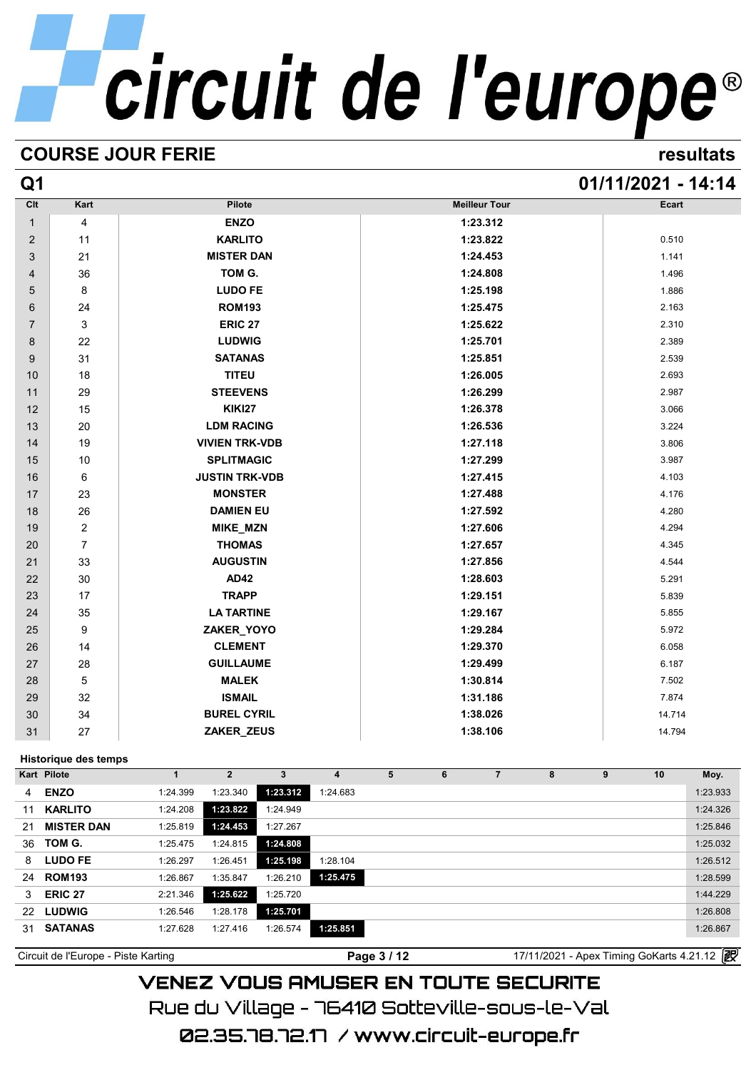# circuit de l'europe®

## COURSE JOUR FERIE

resultats

## Q1

01/11/2021 - 14:14

| Clt | Kart | Pilote | Meilleur Tour | Ecart |
|---|---|---|---|---|
| 1 | 4 | **ENZO** | **1:23.312** | |
| 2 | 11 | **KARLITO** | **1:23.822** | 0.510 |
| 3 | 21 | **MISTER DAN** | **1:24.453** | 1.141 |
| 4 | 36 | **TOM G.** | **1:24.808** | 1.496 |
| 5 | 8 | **LUDO FE** | **1:25.198** | 1.886 |
| 6 | 24 | **ROM193** | **1:25.475** | 2.163 |
| 7 | 3 | **ERIC 27** | **1:25.622** | 2.310 |
| 8 | 22 | **LUDWIG** | **1:25.701** | 2.389 |
| 9 | 31 | **SATANAS** | **1:25.851** | 2.539 |
| 10 | 18 | **TITEU** | **1:26.005** | 2.693 |
| 11 | 29 | **STEEVENS** | **1:26.299** | 2.987 |
| 12 | 15 | **KIKI27** | **1:26.378** | 3.066 |
| 13 | 20 | **LDM RACING** | **1:26.536** | 3.224 |
| 14 | 19 | **VIVIEN TRK-VDB** | **1:27.118** | 3.806 |
| 15 | 10 | **SPLITMAGIC** | **1:27.299** | 3.987 |
| 16 | 6 | **JUSTIN TRK-VDB** | **1:27.415** | 4.103 |
| 17 | 23 | **MONSTER** | **1:27.488** | 4.176 |
| 18 | 26 | **DAMIEN EU** | **1:27.592** | 4.280 |
| 19 | 2 | **MIKE_MZN** | **1:27.606** | 4.294 |
| 20 | 7 | **THOMAS** | **1:27.657** | 4.345 |
| 21 | 33 | **AUGUSTIN** | **1:27.856** | 4.544 |
| 22 | 30 | **AD42** | **1:28.603** | 5.291 |
| 23 | 17 | **TRAPP** | **1:29.151** | 5.839 |
| 24 | 35 | **LA TARTINE** | **1:29.167** | 5.855 |
| 25 | 9 | **ZAKER_YOYO** | **1:29.284** | 5.972 |
| 26 | 14 | **CLEMENT** | **1:29.370** | 6.058 |
| 27 | 28 | **GUILLAUME** | **1:29.499** | 6.187 |
| 28 | 5 | **MALEK** | **1:30.814** | 7.502 |
| 29 | 32 | **ISMAIL** | **1:31.186** | 7.874 |
| 30 | 34 | **BUREL CYRIL** | **1:38.026** | 14.714 |
| 31 | 27 | **ZAKER_ZEUS** | **1:38.106** | 14.794 |

### Historique des temps

| Kart | Pilote | 1 | 2 | 3 | 4 | 5 | 6 | 7 | 8 | 9 | 10 | Moy. |
|---|---|---|---|---|---|---|---|---|---|---|---|---|
| 4 | **ENZO** | 1:24.399 | 1:23.340 | **1:23.312** | 1:24.683 | | | | | | | 1:23.933 |
| 11 | **KARLITO** | 1:24.208 | **1:23.822** | 1:24.949 | | | | | | | | 1:24.326 |
| 21 | **MISTER DAN** | 1:25.819 | **1:24.453** | 1:27.267 | | | | | | | | 1:25.846 |
| 36 | **TOM G.** | 1:25.475 | 1:24.815 | **1:24.808** | | | | | | | | 1:25.032 |
| 8 | **LUDO FE** | 1:26.297 | 1:26.451 | **1:25.198** | 1:28.104 | | | | | | | 1:26.512 |
| 24 | **ROM193** | 1:26.867 | 1:35.847 | 1:26.210 | **1:25.475** | | | | | | | 1:28.599 |
| 3 | **ERIC 27** | 2:21.346 | **1:25.622** | 1:25.720 | | | | | | | | 1:44.229 |
| 22 | **LUDWIG** | 1:26.546 | 1:28.178 | **1:25.701** | | | | | | | | 1:26.808 |
| 31 | **SATANAS** | 1:27.628 | 1:27.416 | 1:26.574 | **1:25.851** | | | | | | | 1:26.867 |

Circuit de l'Europe - Piste Karting | 17/11/2021 - Apex Timing GoKarts 4.21.12

**VENEZ VOUS AMUSER EN TOUTE SECURITE**

Rue du Village - 76410 Sotteville-sous-le-Val

02.35.78.72.17 / www.circuit-europe.fr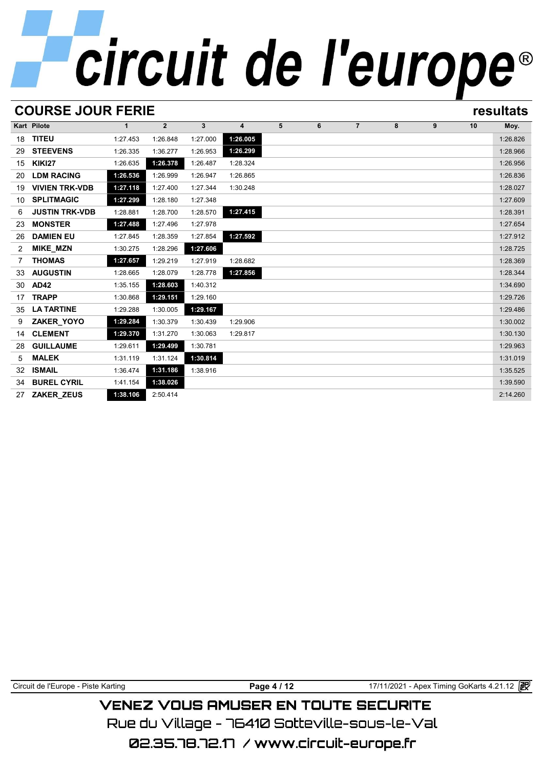# circuit de l'europe®

## COURSE JOUR FERIE

resultats

| Kart | Pilote | 1 | 2 | 3 | 4 | 5 | 6 | 7 | 8 | 9 | 10 | Moy. |
|---|---|---|---|---|---|---|---|---|---|---|---|---|
| 18 | TITEU | 1:27.453 | 1:26.848 | 1:27.000 | **1:26.005** | | | | | | | 1:26.826 |
| 29 | STEEVENS | 1:26.335 | 1:36.277 | 1:26.953 | **1:26.299** | | | | | | | 1:28.966 |
| 15 | KIKI27 | 1:26.635 | **1:26.378** | 1:26.487 | 1:28.324 | | | | | | | 1:26.956 |
| 20 | LDM RACING | **1:26.536** | 1:26.999 | 1:26.947 | 1:26.865 | | | | | | | 1:26.836 |
| 19 | VIVIEN TRK-VDB | **1:27.118** | 1:27.400 | 1:27.344 | 1:30.248 | | | | | | | 1:28.027 |
| 10 | SPLITMAGIC | **1:27.299** | 1:28.180 | 1:27.348 | | | | | | | | 1:27.609 |
| 6 | JUSTIN TRK-VDB | 1:28.881 | 1:28.700 | 1:28.570 | **1:27.415** | | | | | | | 1:28.391 |
| 23 | MONSTER | **1:27.488** | 1:27.496 | 1:27.978 | | | | | | | | 1:27.654 |
| 26 | DAMIEN EU | 1:27.845 | 1:28.359 | 1:27.854 | **1:27.592** | | | | | | | 1:27.912 |
| 2 | MIKE_MZN | 1:30.275 | 1:28.296 | **1:27.606** | | | | | | | | 1:28.725 |
| 7 | THOMAS | **1:27.657** | 1:29.219 | 1:27.919 | 1:28.682 | | | | | | | 1:28.369 |
| 33 | AUGUSTIN | 1:28.665 | 1:28.079 | 1:28.778 | **1:27.856** | | | | | | | 1:28.344 |
| 30 | AD42 | 1:35.155 | **1:28.603** | 1:40.312 | | | | | | | | 1:34.690 |
| 17 | TRAPP | 1:30.868 | **1:29.151** | 1:29.160 | | | | | | | | 1:29.726 |
| 35 | LA TARTINE | 1:29.288 | 1:30.005 | **1:29.167** | | | | | | | | 1:29.486 |
| 9 | ZAKER_YOYO | **1:29.284** | 1:30.379 | 1:30.439 | 1:29.906 | | | | | | | 1:30.002 |
| 14 | CLEMENT | **1:29.370** | 1:31.270 | 1:30.063 | 1:29.817 | | | | | | | 1:30.130 |
| 28 | GUILLAUME | 1:29.611 | **1:29.499** | 1:30.781 | | | | | | | | 1:29.963 |
| 5 | MALEK | 1:31.119 | 1:31.124 | **1:30.814** | | | | | | | | 1:31.019 |
| 32 | ISMAIL | 1:36.474 | **1:31.186** | 1:38.916 | | | | | | | | 1:35.525 |
| 34 | BUREL CYRIL | 1:41.154 | **1:38.026** | | | | | | | | | 1:39.590 |
| 27 | ZAKER_ZEUS | **1:38.106** | 2:50.414 | | | | | | | | | 2:14.260 |

Circuit de l'Europe - Piste Karting — 17/11/2021 - Apex Timing GoKarts 4.21.12

VENEZ VOUS AMUSER EN TOUTE SECURITE
Rue du Village - 76410 Sotteville-sous-le-Val
02.35.78.72.17 / www.circuit-europe.fr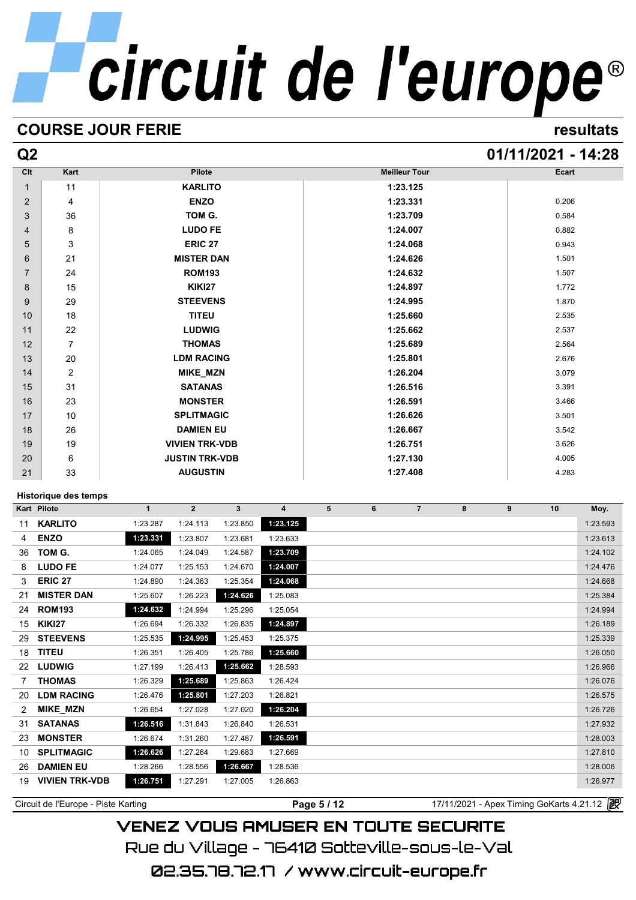# circuit de l'europe®

## COURSE JOUR FERIE

resultats

## Q2

01/11/2021 - 14:28

| Clt | Kart | Pilote | Meilleur Tour | Ecart |
|---|---|---|---|---|
| 1 | 11 | KARLITO | 1:23.125 | |
| 2 | 4 | ENZO | 1:23.331 | 0.206 |
| 3 | 36 | TOM G. | 1:23.709 | 0.584 |
| 4 | 8 | LUDO FE | 1:24.007 | 0.882 |
| 5 | 3 | ERIC 27 | 1:24.068 | 0.943 |
| 6 | 21 | MISTER DAN | 1:24.626 | 1.501 |
| 7 | 24 | ROM193 | 1:24.632 | 1.507 |
| 8 | 15 | KIKI27 | 1:24.897 | 1.772 |
| 9 | 29 | STEEVENS | 1:24.995 | 1.870 |
| 10 | 18 | TITEU | 1:25.660 | 2.535 |
| 11 | 22 | LUDWIG | 1:25.662 | 2.537 |
| 12 | 7 | THOMAS | 1:25.689 | 2.564 |
| 13 | 20 | LDM RACING | 1:25.801 | 2.676 |
| 14 | 2 | MIKE_MZN | 1:26.204 | 3.079 |
| 15 | 31 | SATANAS | 1:26.516 | 3.391 |
| 16 | 23 | MONSTER | 1:26.591 | 3.466 |
| 17 | 10 | SPLITMAGIC | 1:26.626 | 3.501 |
| 18 | 26 | DAMIEN EU | 1:26.667 | 3.542 |
| 19 | 19 | VIVIEN TRK-VDB | 1:26.751 | 3.626 |
| 20 | 6 | JUSTIN TRK-VDB | 1:27.130 | 4.005 |
| 21 | 33 | AUGUSTIN | 1:27.408 | 4.283 |

**Historique des temps**

| Kart | Pilote | 1 | 2 | 3 | 4 | 5 | 6 | 7 | 8 | 9 | 10 | Moy. |
|---|---|---|---|---|---|---|---|---|---|---|---|---|
| 11 | KARLITO | 1:23.287 | 1:24.113 | 1:23.850 | **1:23.125** | | | | | | | 1:23.593 |
| 4 | ENZO | **1:23.331** | 1:23.807 | 1:23.681 | 1:23.633 | | | | | | | 1:23.613 |
| 36 | TOM G. | 1:24.065 | 1:24.049 | 1:24.587 | **1:23.709** | | | | | | | 1:24.102 |
| 8 | LUDO FE | 1:24.077 | 1:25.153 | 1:24.670 | **1:24.007** | | | | | | | 1:24.476 |
| 3 | ERIC 27 | 1:24.890 | 1:24.363 | 1:25.354 | **1:24.068** | | | | | | | 1:24.668 |
| 21 | MISTER DAN | 1:25.607 | 1:26.223 | **1:24.626** | 1:25.083 | | | | | | | 1:25.384 |
| 24 | ROM193 | **1:24.632** | 1:24.994 | 1:25.296 | 1:25.054 | | | | | | | 1:24.994 |
| 15 | KIKI27 | 1:26.694 | 1:26.332 | 1:26.835 | **1:24.897** | | | | | | | 1:26.189 |
| 29 | STEEVENS | 1:25.535 | **1:24.995** | 1:25.453 | 1:25.375 | | | | | | | 1:25.339 |
| 18 | TITEU | 1:26.351 | 1:26.405 | 1:25.786 | **1:25.660** | | | | | | | 1:26.050 |
| 22 | LUDWIG | 1:27.199 | 1:26.413 | **1:25.662** | 1:28.593 | | | | | | | 1:26.966 |
| 7 | THOMAS | 1:26.329 | **1:25.689** | 1:25.863 | 1:26.424 | | | | | | | 1:26.076 |
| 20 | LDM RACING | 1:26.476 | **1:25.801** | 1:27.203 | 1:26.821 | | | | | | | 1:26.575 |
| 2 | MIKE_MZN | 1:26.654 | 1:27.028 | 1:27.020 | **1:26.204** | | | | | | | 1:26.726 |
| 31 | SATANAS | **1:26.516** | 1:31.843 | 1:26.840 | 1:26.531 | | | | | | | 1:27.932 |
| 23 | MONSTER | 1:26.674 | 1:31.260 | 1:27.487 | **1:26.591** | | | | | | | 1:28.003 |
| 10 | SPLITMAGIC | **1:26.626** | 1:27.264 | 1:29.683 | 1:27.669 | | | | | | | 1:27.810 |
| 26 | DAMIEN EU | 1:28.266 | 1:28.556 | **1:26.667** | 1:28.536 | | | | | | | 1:28.006 |
| 19 | VIVIEN TRK-VDB | **1:26.751** | 1:27.291 | 1:27.005 | 1:26.863 | | | | | | | 1:26.977 |

Circuit de l'Europe - Piste Karting

17/11/2021 - Apex Timing GoKarts 4.21.12

VENEZ VOUS AMUSER EN TOUTE SECURITE

Rue du Village - 76410 Sotteville-sous-le-Val

02.35.78.72.17 / www.circuit-europe.fr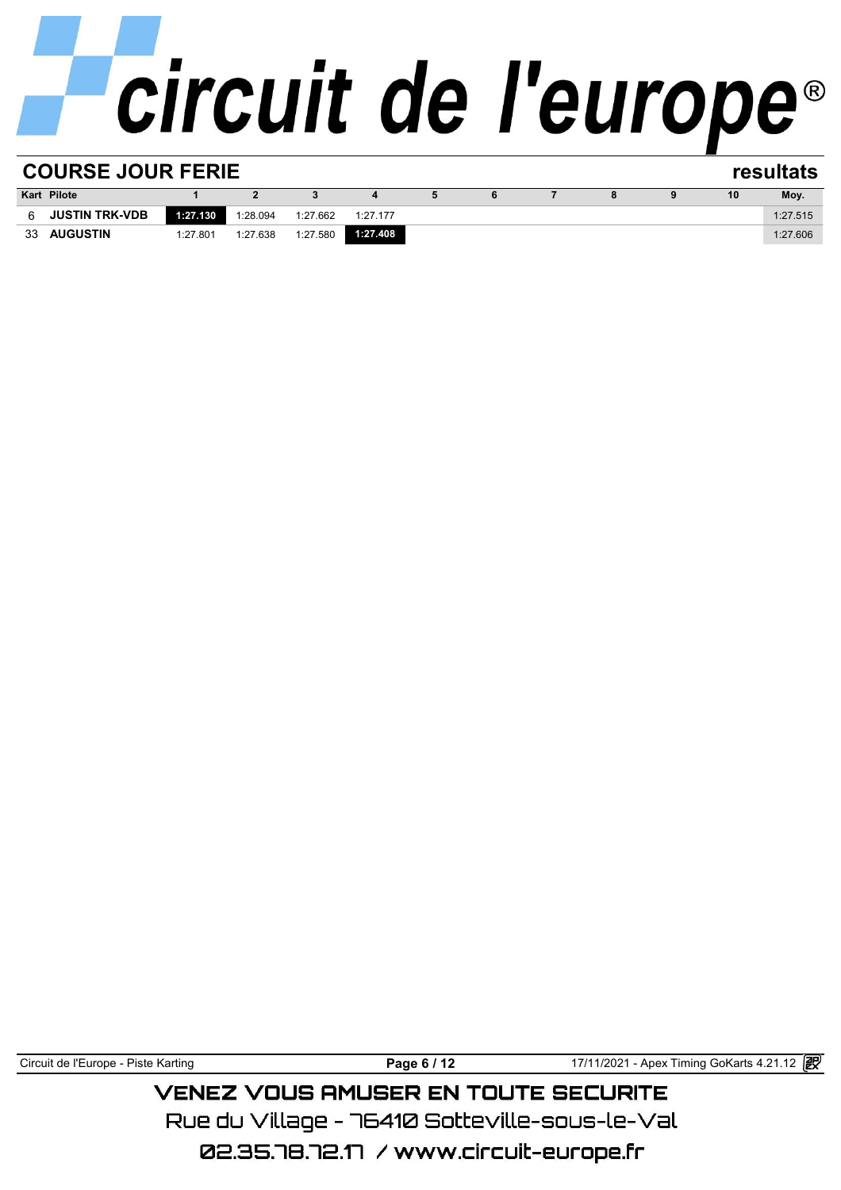# circuit de l'europe®

## COURSE JOUR FERIE

**resultats**

| Kart | Pilote | 1 | 2 | 3 | 4 | 5 | 6 | 7 | 8 | 9 | 10 | Moy. |
|---|---|---|---|---|---|---|---|---|---|---|---|---|
| 6 | **JUSTIN TRK-VDB** | **1:27.130** | 1:28.094 | 1:27.662 | 1:27.177 | | | | | | | 1:27.515 |
| 33 | **AUGUSTIN** | 1:27.801 | 1:27.638 | 1:27.580 | **1:27.408** | | | | | | | 1:27.606 |

Circuit de l'Europe - Piste Karting

17/11/2021 - Apex Timing GoKarts 4.21.12

VENEZ VOUS AMUSER EN TOUTE SECURITE

Rue du Village - 76410 Sotteville-sous-le-Val

02.35.78.72.17 / www.circuit-europe.fr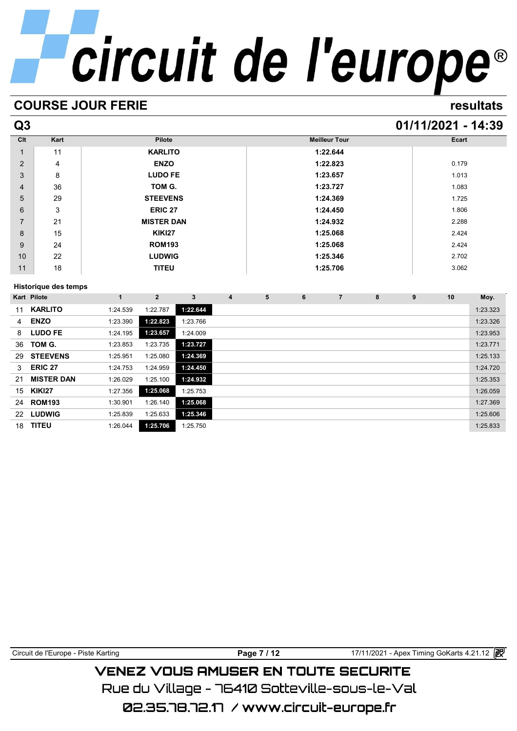# circuit de l'europe®

## COURSE JOUR FERIE — resultats

## Q3 — 01/11/2021 - 14:39

| Clt | Kart | Pilote | Meilleur Tour | Ecart |
|---|---|---|---|---|
| 1 | 11 | **KARLITO** | **1:22.644** | |
| 2 | 4 | **ENZO** | **1:22.823** | 0.179 |
| 3 | 8 | **LUDO FE** | **1:23.657** | 1.013 |
| 4 | 36 | **TOM G.** | **1:23.727** | 1.083 |
| 5 | 29 | **STEEVENS** | **1:24.369** | 1.725 |
| 6 | 3 | **ERIC 27** | **1:24.450** | 1.806 |
| 7 | 21 | **MISTER DAN** | **1:24.932** | 2.288 |
| 8 | 15 | **KIKI27** | **1:25.068** | 2.424 |
| 9 | 24 | **ROM193** | **1:25.068** | 2.424 |
| 10 | 22 | **LUDWIG** | **1:25.346** | 2.702 |
| 11 | 18 | **TITEU** | **1:25.706** | 3.062 |

### Historique des temps

| Kart | Pilote | 1 | 2 | 3 | 4 | 5 | 6 | 7 | 8 | 9 | 10 | Moy. |
|---|---|---|---|---|---|---|---|---|---|---|---|---|
| 11 | **KARLITO** | 1:24.539 | 1:22.787 | **1:22.644** | | | | | | | | 1:23.323 |
| 4 | **ENZO** | 1:23.390 | **1:22.823** | 1:23.766 | | | | | | | | 1:23.326 |
| 8 | **LUDO FE** | 1:24.195 | **1:23.657** | 1:24.009 | | | | | | | | 1:23.953 |
| 36 | **TOM G.** | 1:23.853 | 1:23.735 | **1:23.727** | | | | | | | | 1:23.771 |
| 29 | **STEEVENS** | 1:25.951 | 1:25.080 | **1:24.369** | | | | | | | | 1:25.133 |
| 3 | **ERIC 27** | 1:24.753 | 1:24.959 | **1:24.450** | | | | | | | | 1:24.720 |
| 21 | **MISTER DAN** | 1:26.029 | 1:25.100 | **1:24.932** | | | | | | | | 1:25.353 |
| 15 | **KIKI27** | 1:27.356 | **1:25.068** | 1:25.753 | | | | | | | | 1:26.059 |
| 24 | **ROM193** | 1:30.901 | 1:26.140 | **1:25.068** | | | | | | | | 1:27.369 |
| 22 | **LUDWIG** | 1:25.839 | 1:25.633 | **1:25.346** | | | | | | | | 1:25.606 |
| 18 | **TITEU** | 1:26.044 | **1:25.706** | 1:25.750 | | | | | | | | 1:25.833 |

Circuit de l'Europe - Piste Karting — 17/11/2021 - Apex Timing GoKarts 4.21.12

VENEZ VOUS AMUSER EN TOUTE SECURITE
Rue du Village - 76410 Sotteville-sous-le-Val
02.35.78.72.17 / www.circuit-europe.fr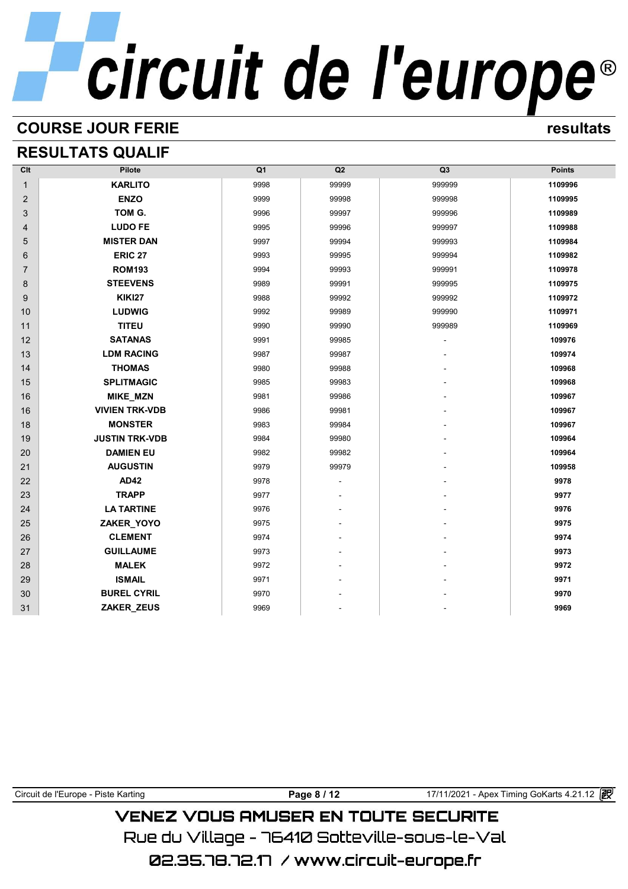# circuit de l'europe®

## COURSE JOUR FERIE

resultats

## RESULTATS QUALIF

| Clt | Pilote | Q1 | Q2 | Q3 | Points |
|---|---|---|---|---|---|
| 1 | KARLITO | 9998 | 99999 | 999999 | 1109996 |
| 2 | ENZO | 9999 | 99998 | 999998 | 1109995 |
| 3 | TOM G. | 9996 | 99997 | 999996 | 1109989 |
| 4 | LUDO FE | 9995 | 99996 | 999997 | 1109988 |
| 5 | MISTER DAN | 9997 | 99994 | 999993 | 1109984 |
| 6 | ERIC 27 | 9993 | 99995 | 999994 | 1109982 |
| 7 | ROM193 | 9994 | 99993 | 999991 | 1109978 |
| 8 | STEEVENS | 9989 | 99991 | 999995 | 1109975 |
| 9 | KIKI27 | 9988 | 99992 | 999992 | 1109972 |
| 10 | LUDWIG | 9992 | 99989 | 999990 | 1109971 |
| 11 | TITEU | 9990 | 99990 | 999989 | 1109969 |
| 12 | SATANAS | 9991 | 99985 | - | 109976 |
| 13 | LDM RACING | 9987 | 99987 | - | 109974 |
| 14 | THOMAS | 9980 | 99988 | - | 109968 |
| 15 | SPLITMAGIC | 9985 | 99983 | - | 109968 |
| 16 | MIKE_MZN | 9981 | 99986 | - | 109967 |
| 16 | VIVIEN TRK-VDB | 9986 | 99981 | - | 109967 |
| 18 | MONSTER | 9983 | 99984 | - | 109967 |
| 19 | JUSTIN TRK-VDB | 9984 | 99980 | - | 109964 |
| 20 | DAMIEN EU | 9982 | 99982 | - | 109964 |
| 21 | AUGUSTIN | 9979 | 99979 | - | 109958 |
| 22 | AD42 | 9978 | - | - | 9978 |
| 23 | TRAPP | 9977 | - | - | 9977 |
| 24 | LA TARTINE | 9976 | - | - | 9976 |
| 25 | ZAKER_YOYO | 9975 | - | - | 9975 |
| 26 | CLEMENT | 9974 | - | - | 9974 |
| 27 | GUILLAUME | 9973 | - | - | 9973 |
| 28 | MALEK | 9972 | - | - | 9972 |
| 29 | ISMAIL | 9971 | - | - | 9971 |
| 30 | BUREL CYRIL | 9970 | - | - | 9970 |
| 31 | ZAKER_ZEUS | 9969 | - | - | 9969 |

Circuit de l'Europe - Piste Karting — 17/11/2021 - Apex Timing GoKarts 4.21.12

VENEZ VOUS AMUSER EN TOUTE SECURITE

Rue du Village - 76410 Sotteville-sous-le-Val

02.35.78.72.17 / www.circuit-europe.fr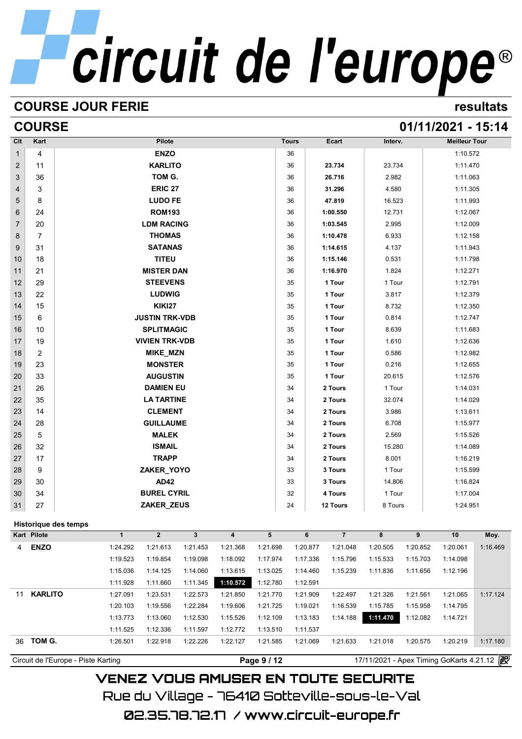# circuit de l'europe®

## COURSE JOUR FERIE — resultats

## COURSE — 01/11/2021 - 15:14

| Clt | Kart | Pilote | Tours | Ecart | Interv. | Meilleur Tour |
|---|---|---|---|---|---|---|
| 1 | 4 | **ENZO** | 36 | | | 1:10.572 |
| 2 | 11 | **KARLITO** | 36 | **23.734** | 23.734 | 1:11.470 |
| 3 | 36 | **TOM G.** | 36 | **26.716** | 2.982 | 1:11.063 |
| 4 | 3 | **ERIC 27** | 36 | **31.296** | 4.580 | 1:11.305 |
| 5 | 8 | **LUDO FE** | 36 | **47.819** | 16.523 | 1:11.993 |
| 6 | 24 | **ROM193** | 36 | **1:00.550** | 12.731 | 1:12.067 |
| 7 | 20 | **LDM RACING** | 36 | **1:03.545** | 2.995 | 1:12.009 |
| 8 | 7 | **THOMAS** | 36 | **1:10.478** | 6.933 | 1:12.158 |
| 9 | 31 | **SATANAS** | 36 | **1:14.615** | 4.137 | 1:11.943 |
| 10 | 18 | **TITEU** | 36 | **1:15.146** | 0.531 | 1:11.798 |
| 11 | 21 | **MISTER DAN** | 36 | **1:16.970** | 1.824 | 1:12.271 |
| 12 | 29 | **STEEVENS** | 35 | **1 Tour** | 1 Tour | 1:12.791 |
| 13 | 22 | **LUDWIG** | 35 | **1 Tour** | 3.817 | 1:12.379 |
| 14 | 15 | **KIKI27** | 35 | **1 Tour** | 8.732 | 1:12.350 |
| 15 | 6 | **JUSTIN TRK-VDB** | 35 | **1 Tour** | 0.814 | 1:12.747 |
| 16 | 10 | **SPLITMAGIC** | 35 | **1 Tour** | 8.639 | 1:11.683 |
| 17 | 19 | **VIVIEN TRK-VDB** | 35 | **1 Tour** | 1.610 | 1:12.636 |
| 18 | 2 | **MIKE_MZN** | 35 | **1 Tour** | 0.586 | 1:12.982 |
| 19 | 23 | **MONSTER** | 35 | **1 Tour** | 0.216 | 1:12.655 |
| 20 | 33 | **AUGUSTIN** | 35 | **1 Tour** | 20.615 | 1:12.576 |
| 21 | 26 | **DAMIEN EU** | 34 | **2 Tours** | 1 Tour | 1:14.031 |
| 22 | 35 | **LA TARTINE** | 34 | **2 Tours** | 32.074 | 1:14.029 |
| 23 | 14 | **CLEMENT** | 34 | **2 Tours** | 3.986 | 1:13.611 |
| 24 | 28 | **GUILLAUME** | 34 | **2 Tours** | 6.708 | 1:15.977 |
| 25 | 5 | **MALEK** | 34 | **2 Tours** | 2.569 | 1:15.526 |
| 26 | 32 | **ISMAIL** | 34 | **2 Tours** | 15.280 | 1:14.089 |
| 27 | 17 | **TRAPP** | 34 | **2 Tours** | 8.001 | 1:16.219 |
| 28 | 9 | **ZAKER_YOYO** | 33 | **3 Tours** | 1 Tour | 1:15.599 |
| 29 | 30 | **AD42** | 33 | **3 Tours** | 14.806 | 1:16.824 |
| 30 | 34 | **BUREL CYRIL** | 32 | **4 Tours** | 1 Tour | 1:17.004 |
| 31 | 27 | **ZAKER_ZEUS** | 24 | **12 Tours** | 8 Tours | 1:24.951 |

### Historique des temps

| Kart | Pilote | 1 | 2 | 3 | 4 | 5 | 6 | 7 | 8 | 9 | 10 | Moy. |
|---|---|---|---|---|---|---|---|---|---|---|---|---|
| 4 | **ENZO** | 1:24.292 | 1:21.613 | 1:21.453 | 1:21.368 | 1:21.698 | 1:20.877 | 1:21.048 | 1:20.505 | 1:20.852 | 1:20.061 | 1:16.469 |
| | | 1:19.523 | 1:19.854 | 1:19.098 | 1:18.092 | 1:17.974 | 1:17.336 | 1:15.796 | 1:15.533 | 1:15.703 | 1:14.098 | |
| | | 1:15.036 | 1:14.125 | 1:14.060 | 1:13.615 | 1:13.025 | 1:14.460 | 1:15.239 | 1:11.836 | 1:11.656 | 1:12.196 | |
| | | 1:11.928 | 1:11.660 | 1:11.345 | **1:10.572** | 1:12.780 | 1:12.591 | | | | | |
| 11 | **KARLITO** | 1:27.091 | 1:23.531 | 1:22.573 | 1:21.850 | 1:21.770 | 1:21.909 | 1:22.497 | 1:21.326 | 1:21.561 | 1:21.065 | 1:17.124 |
| | | 1:20.103 | 1:19.556 | 1:22.284 | 1:19.606 | 1:21.725 | 1:19.021 | 1:16.539 | 1:15.785 | 1:15.958 | 1:14.795 | |
| | | 1:13.773 | 1:13.060 | 1:12.530 | 1:15.526 | 1:12.109 | 1:13.183 | 1:14.188 | **1:11.470** | 1:12.082 | 1:14.721 | |
| | | 1:11.525 | 1:12.336 | 1:11.597 | 1:12.772 | 1:13.510 | 1:11.537 | | | | | |
| 36 | **TOM G.** | 1:26.501 | 1:22.918 | 1:22.226 | 1:22.127 | 1:21.585 | 1:21.069 | 1:21.633 | 1:21.018 | 1:20.575 | 1:20.219 | 1:17.180 |

Circuit de l'Europe - Piste Karting — 17/11/2021 - Apex Timing GoKarts 4.21.12

VENEZ VOUS AMUSER EN TOUTE SECURITE

Rue du Village - 76410 Sotteville-sous-le-Val

02.35.78.72.17 / www.circuit-europe.fr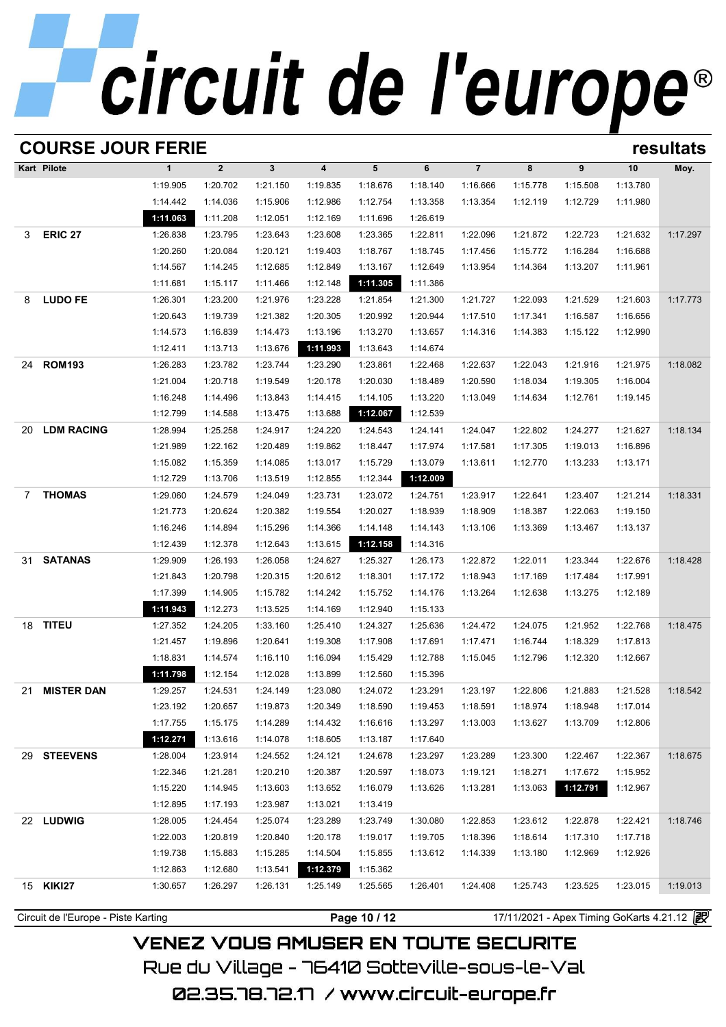# circuit de l'europe

## COURSE JOUR FERIE

resultats

| Kart | Pilote | 1 | 2 | 3 | 4 | 5 | 6 | 7 | 8 | 9 | 10 | Moy. |
|---|---|---|---|---|---|---|---|---|---|---|---|---|
| | | 1:19.905 | 1:20.702 | 1:21.150 | 1:19.835 | 1:18.676 | 1:18.140 | 1:16.666 | 1:15.778 | 1:15.508 | 1:13.780 | |
| | | 1:14.442 | 1:14.036 | 1:15.906 | 1:12.986 | 1:12.754 | 1:13.358 | 1:13.354 | 1:12.119 | 1:12.729 | 1:11.980 | |
| | | **1:11.063** | 1:11.208 | 1:12.051 | 1:12.169 | 1:11.696 | 1:26.619 | | | | | |
| 3 | **ERIC 27** | 1:26.838 | 1:23.795 | 1:23.643 | 1:23.608 | 1:23.365 | 1:22.811 | 1:22.096 | 1:21.872 | 1:22.723 | 1:21.632 | 1:17.297 |
| | | 1:20.260 | 1:20.084 | 1:20.121 | 1:19.403 | 1:18.767 | 1:18.745 | 1:17.456 | 1:15.772 | 1:16.284 | 1:16.688 | |
| | | 1:14.567 | 1:14.245 | 1:12.685 | 1:12.849 | 1:13.167 | 1:12.649 | 1:13.954 | 1:14.364 | 1:13.207 | 1:11.961 | |
| | | 1:11.681 | 1:15.117 | 1:11.466 | 1:12.148 | **1:11.305** | 1:11.386 | | | | | |
| 8 | **LUDO FE** | 1:26.301 | 1:23.200 | 1:21.976 | 1:23.228 | 1:21.854 | 1:21.300 | 1:21.727 | 1:22.093 | 1:21.529 | 1:21.603 | 1:17.773 |
| | | 1:20.643 | 1:19.739 | 1:21.382 | 1:20.305 | 1:20.992 | 1:20.944 | 1:17.510 | 1:17.341 | 1:16.587 | 1:16.656 | |
| | | 1:14.573 | 1:16.839 | 1:14.473 | 1:13.196 | 1:13.270 | 1:13.657 | 1:14.316 | 1:14.383 | 1:15.122 | 1:12.990 | |
| | | 1:12.411 | 1:13.713 | 1:13.676 | **1:11.993** | 1:13.643 | 1:14.674 | | | | | |
| 24 | **ROM193** | 1:26.283 | 1:23.782 | 1:23.744 | 1:23.290 | 1:23.861 | 1:22.468 | 1:22.637 | 1:22.043 | 1:21.916 | 1:21.975 | 1:18.082 |
| | | 1:21.004 | 1:20.718 | 1:19.549 | 1:20.178 | 1:20.030 | 1:18.489 | 1:20.590 | 1:18.034 | 1:19.305 | 1:16.004 | |
| | | 1:16.248 | 1:14.496 | 1:13.843 | 1:14.415 | 1:14.105 | 1:13.220 | 1:13.049 | 1:14.634 | 1:12.761 | 1:19.145 | |
| | | 1:12.799 | 1:14.588 | 1:13.475 | 1:13.688 | **1:12.067** | 1:12.539 | | | | | |
| 20 | **LDM RACING** | 1:28.994 | 1:25.258 | 1:24.917 | 1:24.220 | 1:24.543 | 1:24.141 | 1:24.047 | 1:22.802 | 1:24.277 | 1:21.627 | 1:18.134 |
| | | 1:21.989 | 1:22.162 | 1:20.489 | 1:19.862 | 1:18.447 | 1:17.974 | 1:17.581 | 1:17.305 | 1:19.013 | 1:16.896 | |
| | | 1:15.082 | 1:15.359 | 1:14.085 | 1:13.017 | 1:15.729 | 1:13.079 | 1:13.611 | 1:12.770 | 1:13.233 | 1:13.171 | |
| | | 1:12.729 | 1:13.706 | 1:13.519 | 1:12.855 | 1:12.344 | **1:12.009** | | | | | |
| 7 | **THOMAS** | 1:29.060 | 1:24.579 | 1:24.049 | 1:23.731 | 1:23.072 | 1:24.751 | 1:23.917 | 1:22.641 | 1:23.407 | 1:21.214 | 1:18.331 |
| | | 1:21.773 | 1:20.624 | 1:20.382 | 1:19.554 | 1:20.027 | 1:18.939 | 1:18.909 | 1:18.387 | 1:22.063 | 1:19.150 | |
| | | 1:16.246 | 1:14.894 | 1:15.296 | 1:14.366 | 1:14.148 | 1:14.143 | 1:13.106 | 1:13.369 | 1:13.467 | 1:13.137 | |
| | | 1:12.439 | 1:12.378 | 1:12.643 | 1:13.615 | **1:12.158** | 1:14.316 | | | | | |
| 31 | **SATANAS** | 1:29.909 | 1:26.193 | 1:26.058 | 1:24.627 | 1:25.327 | 1:26.173 | 1:22.872 | 1:22.011 | 1:23.344 | 1:22.676 | 1:18.428 |
| | | 1:21.843 | 1:20.798 | 1:20.315 | 1:20.612 | 1:18.301 | 1:17.172 | 1:18.943 | 1:17.169 | 1:17.484 | 1:17.991 | |
| | | 1:17.399 | 1:14.905 | 1:15.782 | 1:14.242 | 1:15.752 | 1:14.176 | 1:13.264 | 1:12.638 | 1:13.275 | 1:12.189 | |
| | | **1:11.943** | 1:12.273 | 1:13.525 | 1:14.169 | 1:12.940 | 1:15.133 | | | | | |
| 18 | **TITEU** | 1:27.352 | 1:24.205 | 1:33.160 | 1:25.410 | 1:24.327 | 1:25.636 | 1:24.472 | 1:24.075 | 1:21.952 | 1:22.768 | 1:18.475 |
| | | 1:21.457 | 1:19.896 | 1:20.641 | 1:19.308 | 1:17.908 | 1:17.691 | 1:17.471 | 1:16.744 | 1:18.329 | 1:17.813 | |
| | | 1:18.831 | 1:14.574 | 1:16.110 | 1:16.094 | 1:15.429 | 1:12.788 | 1:15.045 | 1:12.796 | 1:12.320 | 1:12.667 | |
| | | **1:11.798** | 1:12.154 | 1:12.028 | 1:13.899 | 1:12.560 | 1:15.396 | | | | | |
| 21 | **MISTER DAN** | 1:29.257 | 1:24.531 | 1:24.149 | 1:23.080 | 1:24.072 | 1:23.291 | 1:23.197 | 1:22.806 | 1:21.883 | 1:21.528 | 1:18.542 |
| | | 1:23.192 | 1:20.657 | 1:19.873 | 1:20.349 | 1:18.590 | 1:19.453 | 1:18.591 | 1:18.974 | 1:18.948 | 1:17.014 | |
| | | 1:17.755 | 1:15.175 | 1:14.289 | 1:14.432 | 1:16.616 | 1:13.297 | 1:13.003 | 1:13.627 | 1:13.709 | 1:12.806 | |
| | | **1:12.271** | 1:13.616 | 1:14.078 | 1:18.605 | 1:13.187 | 1:17.640 | | | | | |
| 29 | **STEEVENS** | 1:28.004 | 1:23.914 | 1:24.552 | 1:24.121 | 1:24.678 | 1:23.297 | 1:23.289 | 1:23.300 | 1:22.467 | 1:22.367 | 1:18.675 |
| | | 1:22.346 | 1:21.281 | 1:20.210 | 1:20.387 | 1:20.597 | 1:18.073 | 1:19.121 | 1:18.271 | 1:17.672 | 1:15.952 | |
| | | 1:15.220 | 1:14.945 | 1:13.603 | 1:13.652 | 1:16.079 | 1:13.626 | 1:13.281 | 1:13.063 | **1:12.791** | 1:12.967 | |
| | | 1:12.895 | 1:17.193 | 1:23.987 | 1:13.021 | 1:13.419 | | | | | | |
| 22 | **LUDWIG** | 1:28.005 | 1:24.454 | 1:25.074 | 1:23.289 | 1:23.749 | 1:30.080 | 1:22.853 | 1:23.612 | 1:22.878 | 1:22.421 | 1:18.746 |
| | | 1:22.003 | 1:20.819 | 1:20.840 | 1:20.178 | 1:19.017 | 1:19.705 | 1:18.396 | 1:18.614 | 1:17.310 | 1:17.718 | |
| | | 1:19.738 | 1:15.883 | 1:15.285 | 1:14.504 | 1:15.855 | 1:13.612 | 1:14.339 | 1:13.180 | 1:12.969 | 1:12.926 | |
| | | 1:12.863 | 1:12.680 | 1:13.541 | **1:12.379** | 1:15.362 | | | | | | |
| 15 | **KIKI27** | 1:30.657 | 1:26.297 | 1:26.131 | 1:25.149 | 1:25.565 | 1:26.401 | 1:24.408 | 1:25.743 | 1:23.525 | 1:23.015 | 1:19.013 |

Circuit de l'Europe - Piste Karting — 17/11/2021 - Apex Timing GoKarts 4.21.12

VENEZ VOUS AMUSER EN TOUTE SECURITE
Rue du Village - 76410 Sotteville-sous-le-Val
02.35.78.72.17 / www.circuit-europe.fr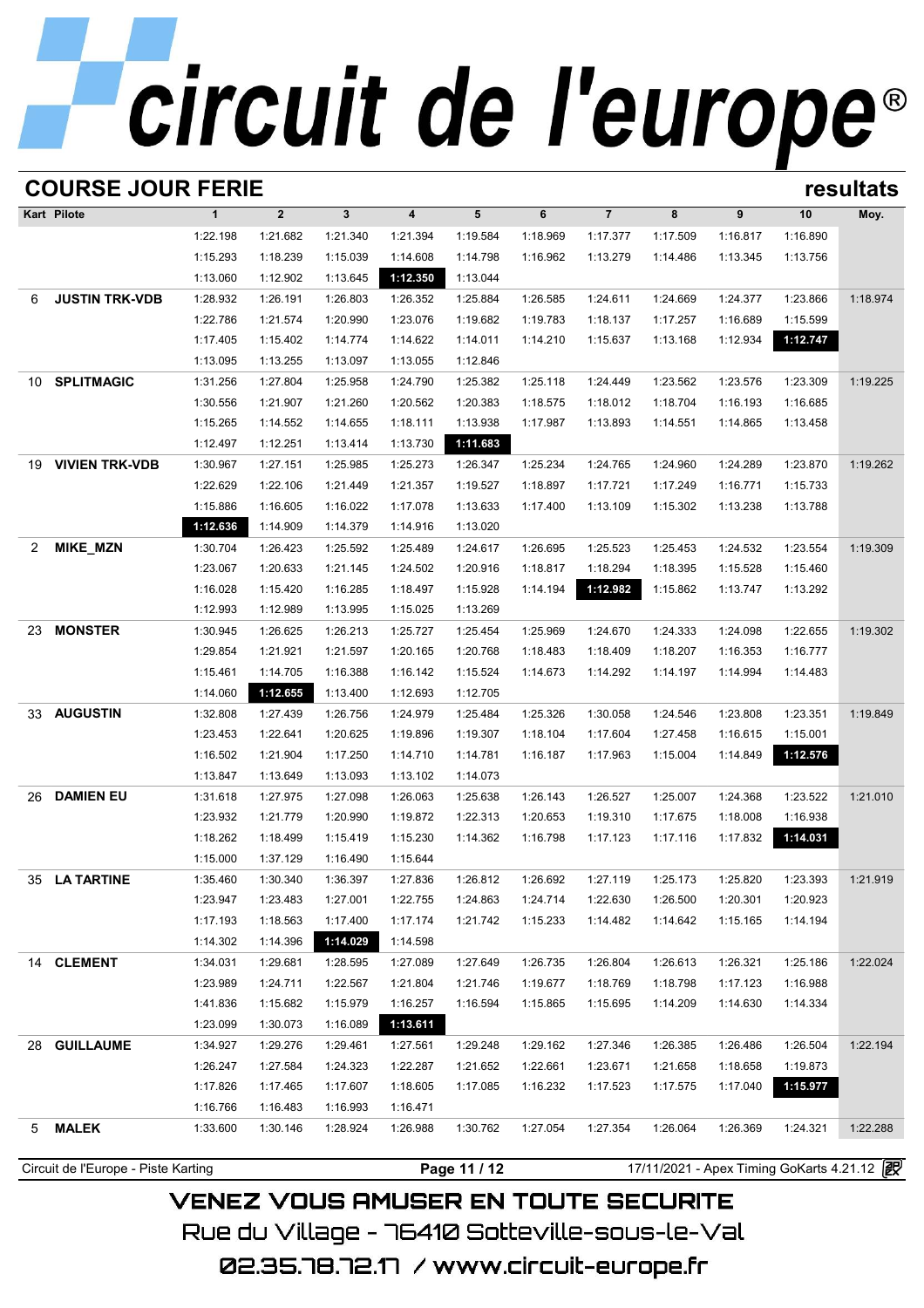# circuit de l'europe®

## COURSE JOUR FERIE

resultats

| Kart | Pilote | 1 | 2 | 3 | 4 | 5 | 6 | 7 | 8 | 9 | 10 | Moy. |
|---|---|---|---|---|---|---|---|---|---|---|---|---|
| | | 1:22.198 | 1:21.682 | 1:21.340 | 1:21.394 | 1:19.584 | 1:18.969 | 1:17.377 | 1:17.509 | 1:16.817 | 1:16.890 | |
| | | 1:15.293 | 1:18.239 | 1:15.039 | 1:14.608 | 1:14.798 | 1:16.962 | 1:13.279 | 1:14.486 | 1:13.345 | 1:13.756 | |
| | | 1:13.060 | 1:12.902 | 1:13.645 | **1:12.350** | 1:13.044 | | | | | | |
| 6 | JUSTIN TRK-VDB | 1:28.932 | 1:26.191 | 1:26.803 | 1:26.352 | 1:25.884 | 1:26.585 | 1:24.611 | 1:24.669 | 1:24.377 | 1:23.866 | 1:18.974 |
| | | 1:22.786 | 1:21.574 | 1:20.990 | 1:23.076 | 1:19.682 | 1:19.783 | 1:18.137 | 1:17.257 | 1:16.689 | 1:15.599 | |
| | | 1:17.405 | 1:15.402 | 1:14.774 | 1:14.622 | 1:14.011 | 1:14.210 | 1:15.637 | 1:13.168 | 1:12.934 | **1:12.747** | |
| | | 1:13.095 | 1:13.255 | 1:13.097 | 1:13.055 | 1:12.846 | | | | | | |
| 10 | SPLITMAGIC | 1:31.256 | 1:27.804 | 1:25.958 | 1:24.790 | 1:25.382 | 1:25.118 | 1:24.449 | 1:23.562 | 1:23.576 | 1:23.309 | 1:19.225 |
| | | 1:30.556 | 1:21.907 | 1:21.260 | 1:20.562 | 1:20.383 | 1:18.575 | 1:18.012 | 1:18.704 | 1:16.193 | 1:16.685 | |
| | | 1:15.265 | 1:14.552 | 1:14.655 | 1:18.111 | 1:13.938 | 1:17.987 | 1:13.893 | 1:14.551 | 1:14.865 | 1:13.458 | |
| | | 1:12.497 | 1:12.251 | 1:13.414 | 1:13.730 | **1:11.683** | | | | | | |
| 19 | VIVIEN TRK-VDB | 1:30.967 | 1:27.151 | 1:25.985 | 1:25.273 | 1:26.347 | 1:25.234 | 1:24.765 | 1:24.960 | 1:24.289 | 1:23.870 | 1:19.262 |
| | | 1:22.629 | 1:22.106 | 1:21.449 | 1:21.357 | 1:19.527 | 1:18.897 | 1:17.721 | 1:17.249 | 1:16.771 | 1:15.733 | |
| | | 1:15.886 | 1:16.605 | 1:16.022 | 1:17.078 | 1:13.633 | 1:17.400 | 1:13.109 | 1:15.302 | 1:13.238 | 1:13.788 | |
| | | **1:12.636** | 1:14.909 | 1:14.379 | 1:14.916 | 1:13.020 | | | | | | |
| 2 | MIKE_MZN | 1:30.704 | 1:26.423 | 1:25.592 | 1:25.489 | 1:24.617 | 1:26.695 | 1:25.523 | 1:25.453 | 1:24.532 | 1:23.554 | 1:19.309 |
| | | 1:23.067 | 1:20.633 | 1:21.145 | 1:24.502 | 1:20.916 | 1:18.817 | 1:18.294 | 1:18.395 | 1:15.528 | 1:15.460 | |
| | | 1:16.028 | 1:15.420 | 1:16.285 | 1:18.497 | 1:15.928 | 1:14.194 | **1:12.982** | 1:15.862 | 1:13.747 | 1:13.292 | |
| | | 1:12.993 | 1:12.989 | 1:13.995 | 1:15.025 | 1:13.269 | | | | | | |
| 23 | MONSTER | 1:30.945 | 1:26.625 | 1:26.213 | 1:25.727 | 1:25.454 | 1:25.969 | 1:24.670 | 1:24.333 | 1:24.098 | 1:22.655 | 1:19.302 |
| | | 1:29.854 | 1:21.921 | 1:21.597 | 1:20.165 | 1:20.768 | 1:18.483 | 1:18.409 | 1:18.207 | 1:16.353 | 1:16.777 | |
| | | 1:15.461 | 1:14.705 | 1:16.388 | 1:16.142 | 1:15.524 | 1:14.673 | 1:14.292 | 1:14.197 | 1:14.994 | 1:14.483 | |
| | | 1:14.060 | **1:12.655** | 1:13.400 | 1:12.693 | 1:12.705 | | | | | | |
| 33 | AUGUSTIN | 1:32.808 | 1:27.439 | 1:26.756 | 1:24.979 | 1:25.484 | 1:25.326 | 1:30.058 | 1:24.546 | 1:23.808 | 1:23.351 | 1:19.849 |
| | | 1:23.453 | 1:22.641 | 1:20.625 | 1:19.896 | 1:19.307 | 1:18.104 | 1:17.604 | 1:27.458 | 1:16.615 | 1:15.001 | |
| | | 1:16.502 | 1:21.904 | 1:17.250 | 1:14.710 | 1:14.781 | 1:16.187 | 1:17.963 | 1:15.004 | 1:14.849 | **1:12.576** | |
| | | 1:13.847 | 1:13.649 | 1:13.093 | 1:13.102 | 1:14.073 | | | | | | |
| 26 | DAMIEN EU | 1:31.618 | 1:27.975 | 1:27.098 | 1:26.063 | 1:25.638 | 1:26.143 | 1:26.527 | 1:25.007 | 1:24.368 | 1:23.522 | 1:21.010 |
| | | 1:23.932 | 1:21.779 | 1:20.990 | 1:19.872 | 1:22.313 | 1:20.653 | 1:19.310 | 1:17.675 | 1:18.008 | 1:16.938 | |
| | | 1:18.262 | 1:18.499 | 1:15.419 | 1:15.230 | 1:14.362 | 1:16.798 | 1:17.123 | 1:17.116 | 1:17.832 | **1:14.031** | |
| | | 1:15.000 | 1:37.129 | 1:16.490 | 1:15.644 | | | | | | | |
| 35 | LA TARTINE | 1:35.460 | 1:30.340 | 1:36.397 | 1:27.836 | 1:26.812 | 1:26.692 | 1:27.119 | 1:25.173 | 1:25.820 | 1:23.393 | 1:21.919 |
| | | 1:23.947 | 1:23.483 | 1:27.001 | 1:22.755 | 1:24.863 | 1:24.714 | 1:22.630 | 1:26.500 | 1:20.301 | 1:20.923 | |
| | | 1:17.193 | 1:18.563 | 1:17.400 | 1:17.174 | 1:21.742 | 1:15.233 | 1:14.482 | 1:14.642 | 1:15.165 | 1:14.194 | |
| | | 1:14.302 | 1:14.396 | **1:14.029** | 1:14.598 | | | | | | | |
| 14 | CLEMENT | 1:34.031 | 1:29.681 | 1:28.595 | 1:27.089 | 1:27.649 | 1:26.735 | 1:26.804 | 1:26.613 | 1:26.321 | 1:25.186 | 1:22.024 |
| | | 1:23.989 | 1:24.711 | 1:22.567 | 1:21.804 | 1:21.746 | 1:19.677 | 1:18.769 | 1:18.798 | 1:17.123 | 1:16.988 | |
| | | 1:41.836 | 1:15.682 | 1:15.979 | 1:16.257 | 1:16.594 | 1:15.865 | 1:15.695 | 1:14.209 | 1:14.630 | 1:14.334 | |
| | | 1:23.099 | 1:30.073 | 1:16.089 | **1:13.611** | | | | | | | |
| 28 | GUILLAUME | 1:34.927 | 1:29.276 | 1:29.461 | 1:27.561 | 1:29.248 | 1:29.162 | 1:27.346 | 1:26.385 | 1:26.486 | 1:26.504 | 1:22.194 |
| | | 1:26.247 | 1:27.584 | 1:24.323 | 1:22.287 | 1:21.652 | 1:22.661 | 1:23.671 | 1:21.658 | 1:18.658 | 1:19.873 | |
| | | 1:17.826 | 1:17.465 | 1:17.607 | 1:18.605 | 1:17.085 | 1:16.232 | 1:17.523 | 1:17.575 | 1:17.040 | **1:15.977** | |
| | | 1:16.766 | 1:16.483 | 1:16.993 | 1:16.471 | | | | | | | |
| 5 | MALEK | 1:33.600 | 1:30.146 | 1:28.924 | 1:26.988 | 1:30.762 | 1:27.054 | 1:27.354 | 1:26.064 | 1:26.369 | 1:24.321 | 1:22.288 |

Circuit de l'Europe - Piste Karting — 17/11/2021 - Apex Timing GoKarts 4.21.12

VENEZ VOUS AMUSER EN TOUTE SECURITE
Rue du Village - 76410 Sotteville-sous-le-Val
02.35.78.72.17 / www.circuit-europe.fr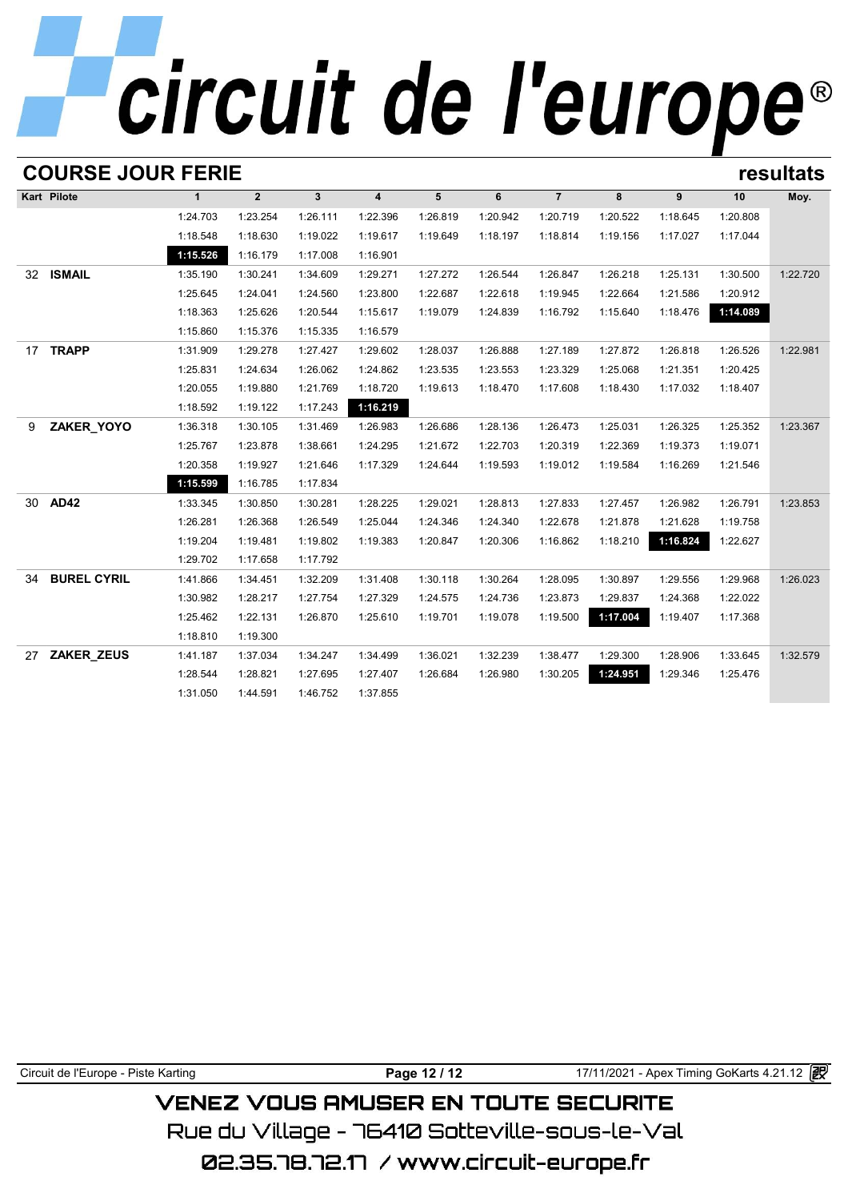# circuit de l'europe®

## COURSE JOUR FERIE

**resultats**

| Kart | Pilote | 1 | 2 | 3 | 4 | 5 | 6 | 7 | 8 | 9 | 10 | Moy. |
|---|---|---|---|---|---|---|---|---|---|---|---|---|
| | | 1:24.703 | 1:23.254 | 1:26.111 | 1:22.396 | 1:26.819 | 1:20.942 | 1:20.719 | 1:20.522 | 1:18.645 | 1:20.808 | |
| | | 1:18.548 | 1:18.630 | 1:19.022 | 1:19.617 | 1:19.649 | 1:18.197 | 1:18.814 | 1:19.156 | 1:17.027 | 1:17.044 | |
| | | **1:15.526** | 1:16.179 | 1:17.008 | 1:16.901 | | | | | | | |
| 32 | **ISMAIL** | 1:35.190 | 1:30.241 | 1:34.609 | 1:29.271 | 1:27.272 | 1:26.544 | 1:26.847 | 1:26.218 | 1:25.131 | 1:30.500 | 1:22.720 |
| | | 1:25.645 | 1:24.041 | 1:24.560 | 1:23.800 | 1:22.687 | 1:22.618 | 1:19.945 | 1:22.664 | 1:21.586 | 1:20.912 | |
| | | 1:18.363 | 1:25.626 | 1:20.544 | 1:15.617 | 1:19.079 | 1:24.839 | 1:16.792 | 1:15.640 | 1:18.476 | **1:14.089** | |
| | | 1:15.860 | 1:15.376 | 1:15.335 | 1:16.579 | | | | | | | |
| 17 | **TRAPP** | 1:31.909 | 1:29.278 | 1:27.427 | 1:29.602 | 1:28.037 | 1:26.888 | 1:27.189 | 1:27.872 | 1:26.818 | 1:26.526 | 1:22.981 |
| | | 1:25.831 | 1:24.634 | 1:26.062 | 1:24.862 | 1:23.535 | 1:23.553 | 1:23.329 | 1:25.068 | 1:21.351 | 1:20.425 | |
| | | 1:20.055 | 1:19.880 | 1:21.769 | 1:18.720 | 1:19.613 | 1:18.470 | 1:17.608 | 1:18.430 | 1:17.032 | 1:18.407 | |
| | | 1:18.592 | 1:19.122 | 1:17.243 | **1:16.219** | | | | | | | |
| 9 | **ZAKER_YOYO** | 1:36.318 | 1:30.105 | 1:31.469 | 1:26.983 | 1:26.686 | 1:28.136 | 1:26.473 | 1:25.031 | 1:26.325 | 1:25.352 | 1:23.367 |
| | | 1:25.767 | 1:23.878 | 1:38.661 | 1:24.295 | 1:21.672 | 1:22.703 | 1:20.319 | 1:22.369 | 1:19.373 | 1:19.071 | |
| | | 1:20.358 | 1:19.927 | 1:21.646 | 1:17.329 | 1:24.644 | 1:19.593 | 1:19.012 | 1:19.584 | 1:16.269 | 1:21.546 | |
| | | **1:15.599** | 1:16.785 | 1:17.834 | | | | | | | | |
| 30 | **AD42** | 1:33.345 | 1:30.850 | 1:30.281 | 1:28.225 | 1:29.021 | 1:28.813 | 1:27.833 | 1:27.457 | 1:26.982 | 1:26.791 | 1:23.853 |
| | | 1:26.281 | 1:26.368 | 1:26.549 | 1:25.044 | 1:24.346 | 1:24.340 | 1:22.678 | 1:21.878 | 1:21.628 | 1:19.758 | |
| | | 1:19.204 | 1:19.481 | 1:19.802 | 1:19.383 | 1:20.847 | 1:20.306 | 1:16.862 | 1:18.210 | **1:16.824** | 1:22.627 | |
| | | 1:29.702 | 1:17.658 | 1:17.792 | | | | | | | | |
| 34 | **BUREL CYRIL** | 1:41.866 | 1:34.451 | 1:32.209 | 1:31.408 | 1:30.118 | 1:30.264 | 1:28.095 | 1:30.897 | 1:29.556 | 1:29.968 | 1:26.023 |
| | | 1:30.982 | 1:28.217 | 1:27.754 | 1:27.329 | 1:24.575 | 1:24.736 | 1:23.873 | 1:29.837 | 1:24.368 | 1:22.022 | |
| | | 1:25.462 | 1:22.131 | 1:26.870 | 1:25.610 | 1:19.701 | 1:19.078 | 1:19.500 | **1:17.004** | 1:19.407 | 1:17.368 | |
| | | 1:18.810 | 1:19.300 | | | | | | | | | |
| 27 | **ZAKER_ZEUS** | 1:41.187 | 1:37.034 | 1:34.247 | 1:34.499 | 1:36.021 | 1:32.239 | 1:38.477 | 1:29.300 | 1:28.906 | 1:33.645 | 1:32.579 |
| | | 1:28.544 | 1:28.821 | 1:27.695 | 1:27.407 | 1:26.684 | 1:26.980 | 1:30.205 | **1:24.951** | 1:29.346 | 1:25.476 | |
| | | 1:31.050 | 1:44.591 | 1:46.752 | 1:37.855 | | | | | | | |

Circuit de l'Europe - Piste Karting | 17/11/2021 - Apex Timing GoKarts 4.21.12

VENEZ VOUS AMUSER EN TOUTE SECURITE

Rue du Village - 76410 Sotteville-sous-le-Val

02.35.78.72.17 / www.circuit-europe.fr